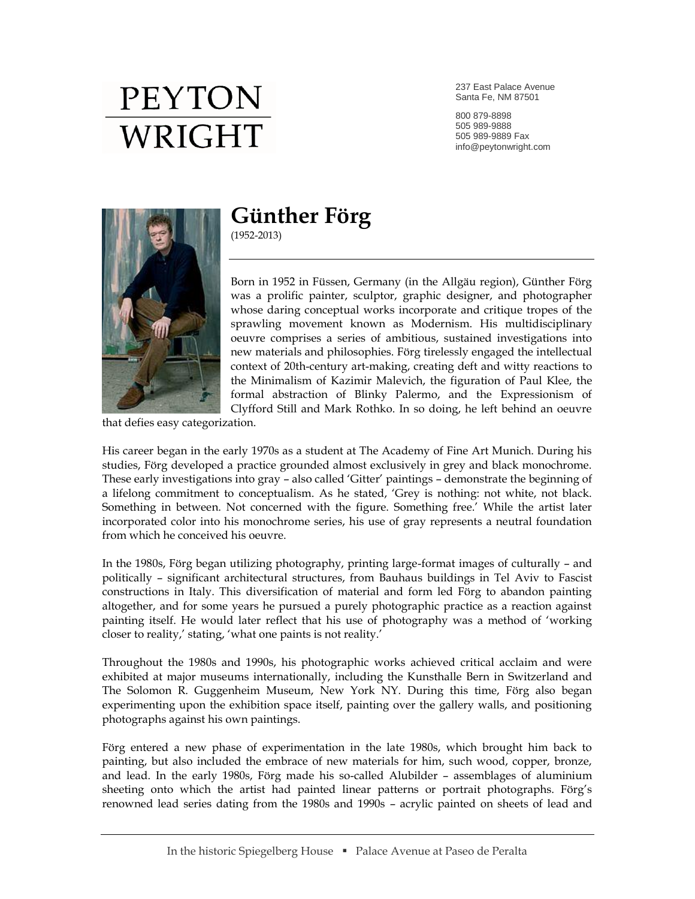# PEYTON WRIGHT

237 East Palace Avenue
Santa Fe, NM 87501

800 879-8898
505 989-9888
505 989-9889 Fax
info@peytonwright.com

# Günther Förg

(1952-2013)

Born in 1952 in Füssen, Germany (in the Allgäu region), Günther Förg was a prolific painter, sculptor, graphic designer, and photographer whose daring conceptual works incorporate and critique tropes of the sprawling movement known as Modernism. His multidisciplinary oeuvre comprises a series of ambitious, sustained investigations into new materials and philosophies. Förg tirelessly engaged the intellectual context of 20th-century art-making, creating deft and witty reactions to the Minimalism of Kazimir Malevich, the figuration of Paul Klee, the formal abstraction of Blinky Palermo, and the Expressionism of Clyfford Still and Mark Rothko. In so doing, he left behind an oeuvre that defies easy categorization.

His career began in the early 1970s as a student at The Academy of Fine Art Munich. During his studies, Förg developed a practice grounded almost exclusively in grey and black monochrome. These early investigations into gray – also called 'Gitter' paintings – demonstrate the beginning of a lifelong commitment to conceptualism. As he stated, 'Grey is nothing: not white, not black. Something in between. Not concerned with the figure. Something free.' While the artist later incorporated color into his monochrome series, his use of gray represents a neutral foundation from which he conceived his oeuvre.

In the 1980s, Förg began utilizing photography, printing large-format images of culturally – and politically – significant architectural structures, from Bauhaus buildings in Tel Aviv to Fascist constructions in Italy. This diversification of material and form led Förg to abandon painting altogether, and for some years he pursued a purely photographic practice as a reaction against painting itself. He would later reflect that his use of photography was a method of 'working closer to reality,' stating, 'what one paints is not reality.'

Throughout the 1980s and 1990s, his photographic works achieved critical acclaim and were exhibited at major museums internationally, including the Kunsthalle Bern in Switzerland and The Solomon R. Guggenheim Museum, New York NY. During this time, Förg also began experimenting upon the exhibition space itself, painting over the gallery walls, and positioning photographs against his own paintings.

Förg entered a new phase of experimentation in the late 1980s, which brought him back to painting, but also included the embrace of new materials for him, such wood, copper, bronze, and lead. In the early 1980s, Förg made his so-called Alubilder – assemblages of aluminium sheeting onto which the artist had painted linear patterns or portrait photographs. Förg's renowned lead series dating from the 1980s and 1990s – acrylic painted on sheets of lead and

In the historic Spiegelberg House ▪ Palace Avenue at Paseo de Peralta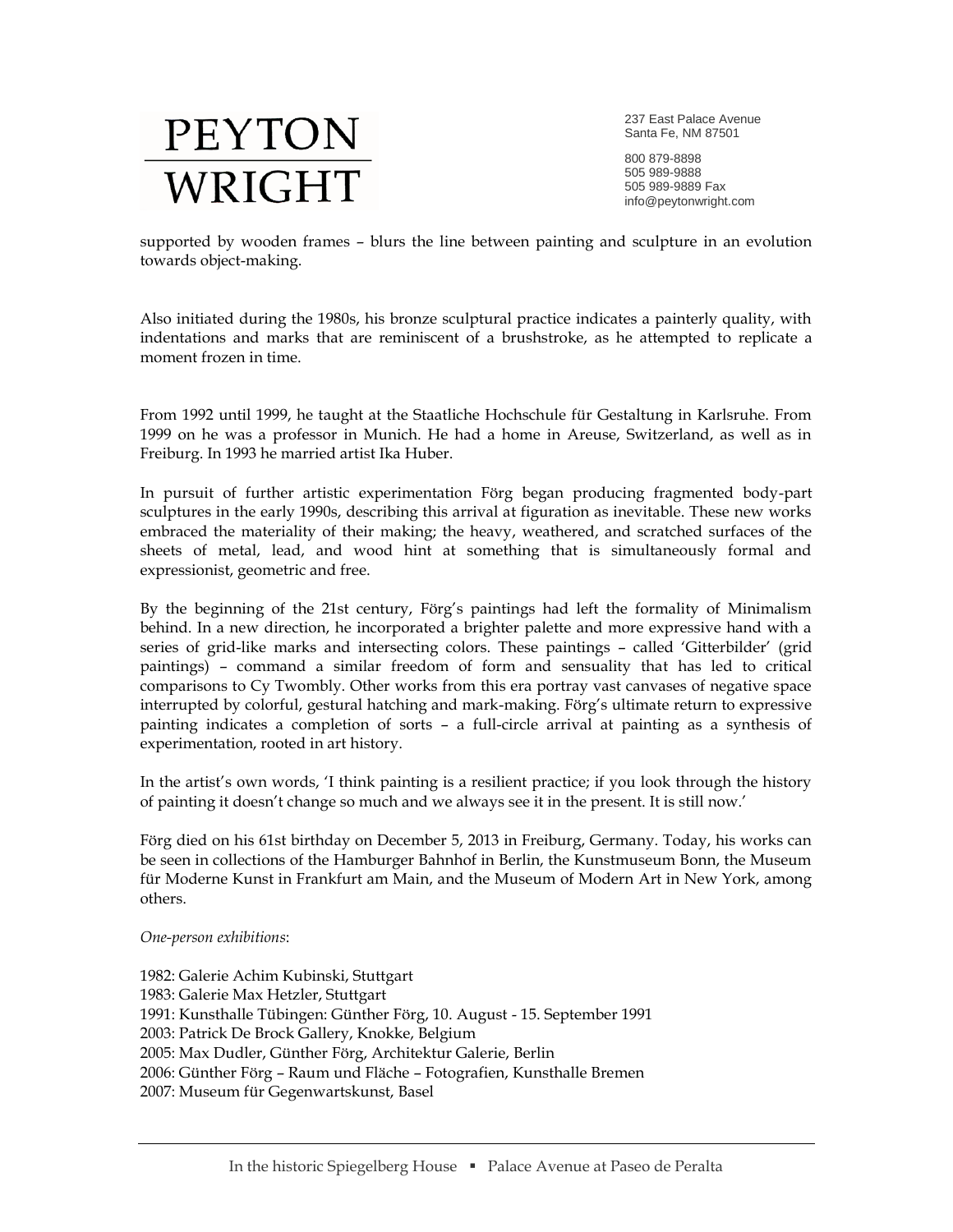supported by wooden frames – blurs the line between painting and sculpture in an evolution towards object-making.

Also initiated during the 1980s, his bronze sculptural practice indicates a painterly quality, with indentations and marks that are reminiscent of a brushstroke, as he attempted to replicate a moment frozen in time.

From 1992 until 1999, he taught at the Staatliche Hochschule für Gestaltung in Karlsruhe. From 1999 on he was a professor in Munich. He had a home in Areuse, Switzerland, as well as in Freiburg. In 1993 he married artist Ika Huber.

In pursuit of further artistic experimentation Förg began producing fragmented body-part sculptures in the early 1990s, describing this arrival at figuration as inevitable. These new works embraced the materiality of their making; the heavy, weathered, and scratched surfaces of the sheets of metal, lead, and wood hint at something that is simultaneously formal and expressionist, geometric and free.

By the beginning of the 21st century, Förg's paintings had left the formality of Minimalism behind. In a new direction, he incorporated a brighter palette and more expressive hand with a series of grid-like marks and intersecting colors. These paintings – called 'Gitterbilder' (grid paintings) – command a similar freedom of form and sensuality that has led to critical comparisons to Cy Twombly. Other works from this era portray vast canvases of negative space interrupted by colorful, gestural hatching and mark-making. Förg's ultimate return to expressive painting indicates a completion of sorts – a full-circle arrival at painting as a synthesis of experimentation, rooted in art history.

In the artist's own words, 'I think painting is a resilient practice; if you look through the history of painting it doesn't change so much and we always see it in the present. It is still now.'

Förg died on his 61st birthday on December 5, 2013 in Freiburg, Germany. Today, his works can be seen in collections of the Hamburger Bahnhof in Berlin, the Kunstmuseum Bonn, the Museum für Moderne Kunst in Frankfurt am Main, and the Museum of Modern Art in New York, among others.

*One-person exhibitions*:

1982: Galerie Achim Kubinski, Stuttgart
1983: Galerie Max Hetzler, Stuttgart
1991: Kunsthalle Tübingen: Günther Förg, 10. August - 15. September 1991
2003: Patrick De Brock Gallery, Knokke, Belgium
2005: Max Dudler, Günther Förg, Architektur Galerie, Berlin
2006: Günther Förg – Raum und Fläche – Fotografien, Kunsthalle Bremen
2007: Museum für Gegenwartskunst, Basel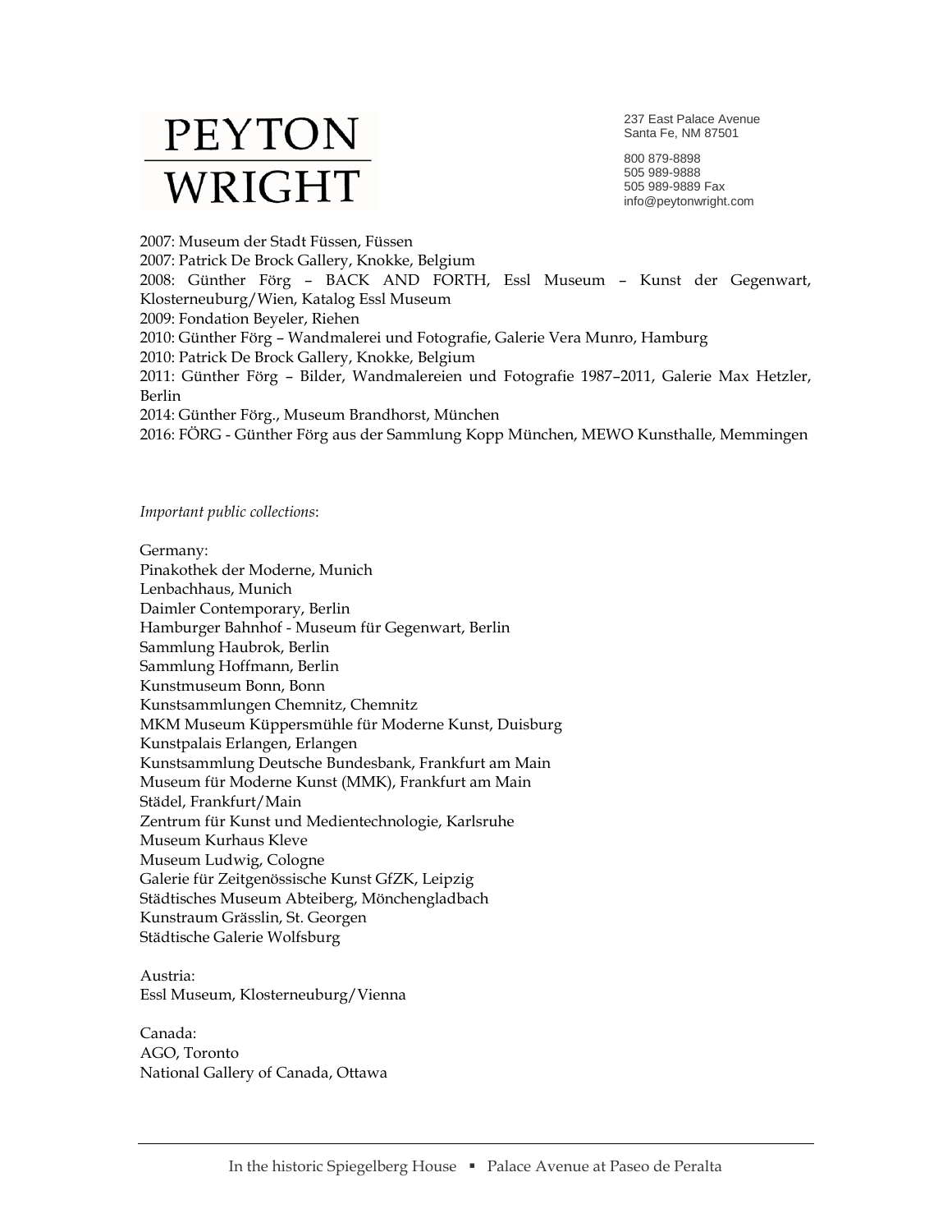2007: Museum der Stadt Füssen, Füssen
2007: Patrick De Brock Gallery, Knokke, Belgium
2008: Günther Förg – BACK AND FORTH, Essl Museum – Kunst der Gegenwart, Klosterneuburg/Wien, Katalog Essl Museum
2009: Fondation Beyeler, Riehen
2010: Günther Förg – Wandmalerei und Fotografie, Galerie Vera Munro, Hamburg
2010: Patrick De Brock Gallery, Knokke, Belgium
2011: Günther Förg – Bilder, Wandmalereien und Fotografie 1987–2011, Galerie Max Hetzler, Berlin
2014: Günther Förg., Museum Brandhorst, München
2016: FÖRG - Günther Förg aus der Sammlung Kopp München, MEWO Kunsthalle, Memmingen

*Important public collections*:

Germany:
Pinakothek der Moderne, Munich
Lenbachhaus, Munich
Daimler Contemporary, Berlin
Hamburger Bahnhof - Museum für Gegenwart, Berlin
Sammlung Haubrok, Berlin
Sammlung Hoffmann, Berlin
Kunstmuseum Bonn, Bonn
Kunstsammlungen Chemnitz, Chemnitz
MKM Museum Küppersmühle für Moderne Kunst, Duisburg
Kunstpalais Erlangen, Erlangen
Kunstsammlung Deutsche Bundesbank, Frankfurt am Main
Museum für Moderne Kunst (MMK), Frankfurt am Main
Städel, Frankfurt/Main
Zentrum für Kunst und Medientechnologie, Karlsruhe
Museum Kurhaus Kleve
Museum Ludwig, Cologne
Galerie für Zeitgenössische Kunst GfZK, Leipzig
Städtisches Museum Abteiberg, Mönchengladbach
Kunstraum Grässlin, St. Georgen
Städtische Galerie Wolfsburg

Austria:
Essl Museum, Klosterneuburg/Vienna

Canada:
AGO, Toronto
National Gallery of Canada, Ottawa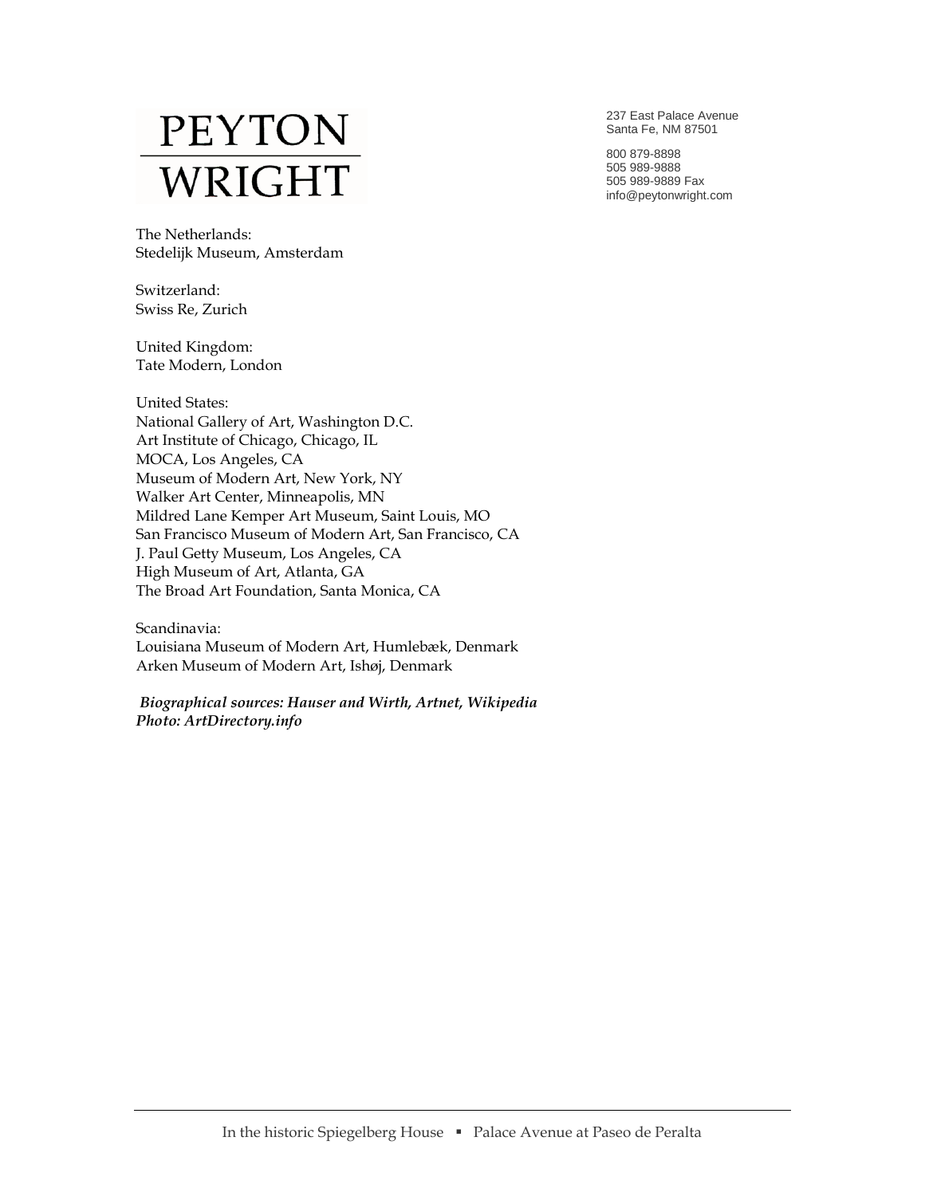The Netherlands:
Stedelijk Museum, Amsterdam

Switzerland:
Swiss Re, Zurich

United Kingdom:
Tate Modern, London

United States:
National Gallery of Art, Washington D.C.
Art Institute of Chicago, Chicago, IL
MOCA, Los Angeles, CA
Museum of Modern Art, New York, NY
Walker Art Center, Minneapolis, MN
Mildred Lane Kemper Art Museum, Saint Louis, MO
San Francisco Museum of Modern Art, San Francisco, CA
J. Paul Getty Museum, Los Angeles, CA
High Museum of Art, Atlanta, GA
The Broad Art Foundation, Santa Monica, CA

Scandinavia:
Louisiana Museum of Modern Art, Humlebæk, Denmark
Arken Museum of Modern Art, Ishøj, Denmark

***Biographical sources: Hauser and Wirth, Artnet, Wikipedia***
***Photo: ArtDirectory.info***